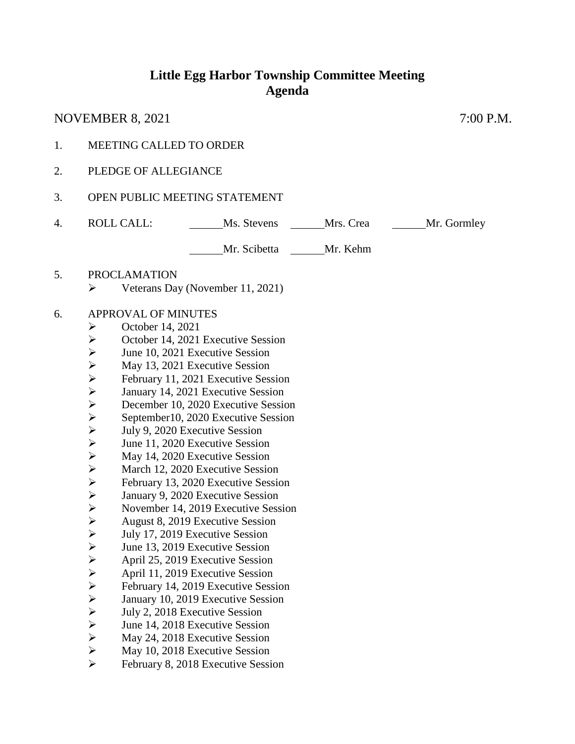# Little Egg Harbor Township Committee Meeting
# Agenda

NOVEMBER 8, 2021 7:00 P.M.

1. MEETING CALLED TO ORDER

2. PLEDGE OF ALLEGIANCE

3. OPEN PUBLIC MEETING STATEMENT

4. ROLL CALL: ______Ms. Stevens ______Mrs. Crea ______Mr. Gormley

   ______Mr. Scibetta ______Mr. Kehm

5. PROCLAMATION
   - Veterans Day (November 11, 2021)

6. APPROVAL OF MINUTES
   - October 14, 2021
   - October 14, 2021 Executive Session
   - June 10, 2021 Executive Session
   - May 13, 2021 Executive Session
   - February 11, 2021 Executive Session
   - January 14, 2021 Executive Session
   - December 10, 2020 Executive Session
   - September10, 2020 Executive Session
   - July 9, 2020 Executive Session
   - June 11, 2020 Executive Session
   - May 14, 2020 Executive Session
   - March 12, 2020 Executive Session
   - February 13, 2020 Executive Session
   - January 9, 2020 Executive Session
   - November 14, 2019 Executive Session
   - August 8, 2019 Executive Session
   - July 17, 2019 Executive Session
   - June 13, 2019 Executive Session
   - April 25, 2019 Executive Session
   - April 11, 2019 Executive Session
   - February 14, 2019 Executive Session
   - January 10, 2019 Executive Session
   - July 2, 2018 Executive Session
   - June 14, 2018 Executive Session
   - May 24, 2018 Executive Session
   - May 10, 2018 Executive Session
   - February 8, 2018 Executive Session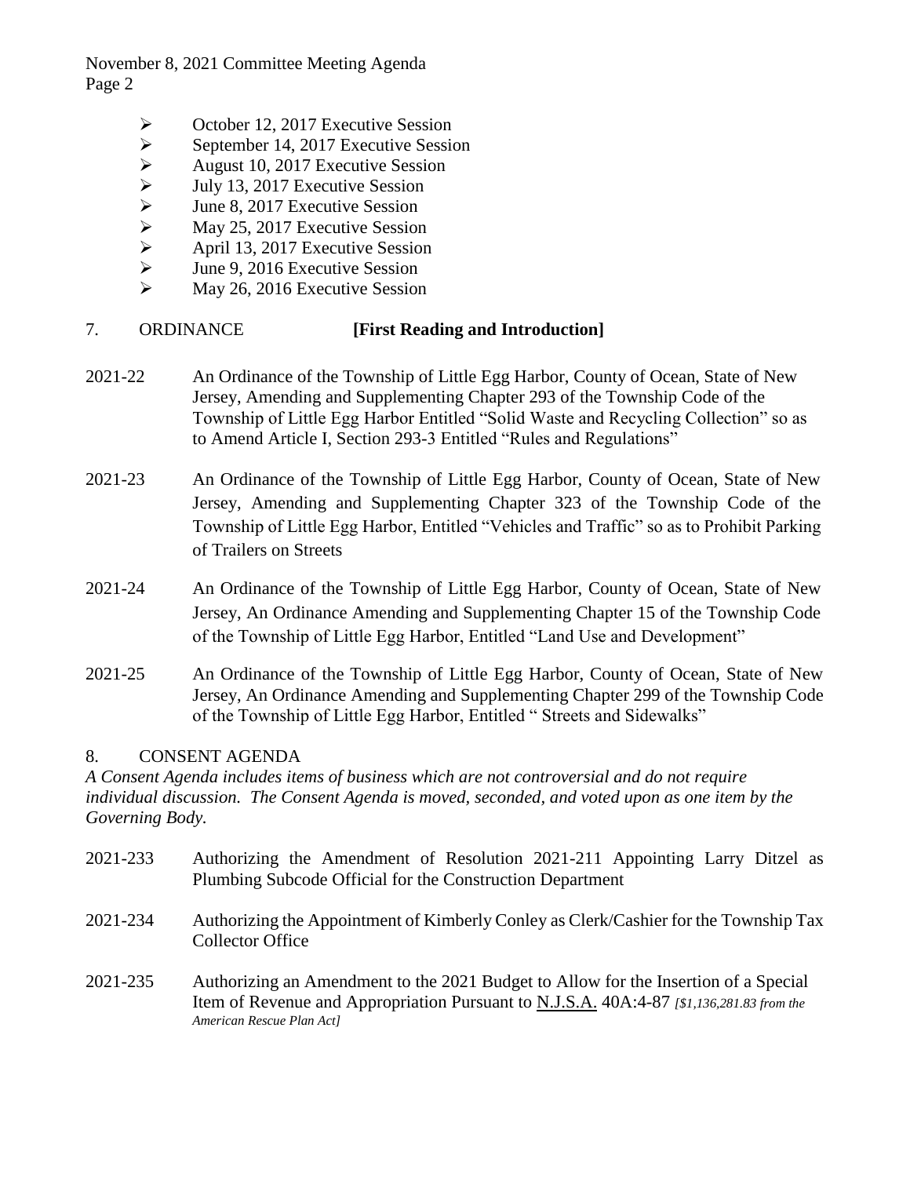- October 12, 2017 Executive Session
- September 14, 2017 Executive Session
- August 10, 2017 Executive Session
- July 13, 2017 Executive Session
- June 8, 2017 Executive Session
- May 25, 2017 Executive Session
- April 13, 2017 Executive Session
- June 9, 2016 Executive Session
- May 26, 2016 Executive Session

7. ORDINANCE **[First Reading and Introduction]**

2021-22 An Ordinance of the Township of Little Egg Harbor, County of Ocean, State of New Jersey, Amending and Supplementing Chapter 293 of the Township Code of the Township of Little Egg Harbor Entitled "Solid Waste and Recycling Collection" so as to Amend Article I, Section 293-3 Entitled "Rules and Regulations"

2021-23 An Ordinance of the Township of Little Egg Harbor, County of Ocean, State of New Jersey, Amending and Supplementing Chapter 323 of the Township Code of the Township of Little Egg Harbor, Entitled "Vehicles and Traffic" so as to Prohibit Parking of Trailers on Streets

2021-24 An Ordinance of the Township of Little Egg Harbor, County of Ocean, State of New Jersey, An Ordinance Amending and Supplementing Chapter 15 of the Township Code of the Township of Little Egg Harbor, Entitled "Land Use and Development"

2021-25 An Ordinance of the Township of Little Egg Harbor, County of Ocean, State of New Jersey, An Ordinance Amending and Supplementing Chapter 299 of the Township Code of the Township of Little Egg Harbor, Entitled " Streets and Sidewalks"

8. CONSENT AGENDA

*A Consent Agenda includes items of business which are not controversial and do not require individual discussion. The Consent Agenda is moved, seconded, and voted upon as one item by the Governing Body.*

2021-233 Authorizing the Amendment of Resolution 2021-211 Appointing Larry Ditzel as Plumbing Subcode Official for the Construction Department

2021-234 Authorizing the Appointment of Kimberly Conley as Clerk/Cashier for the Township Tax Collector Office

2021-235 Authorizing an Amendment to the 2021 Budget to Allow for the Insertion of a Special Item of Revenue and Appropriation Pursuant to N.J.S.A. 40A:4-87 *[$1,136,281.83 from the American Rescue Plan Act]*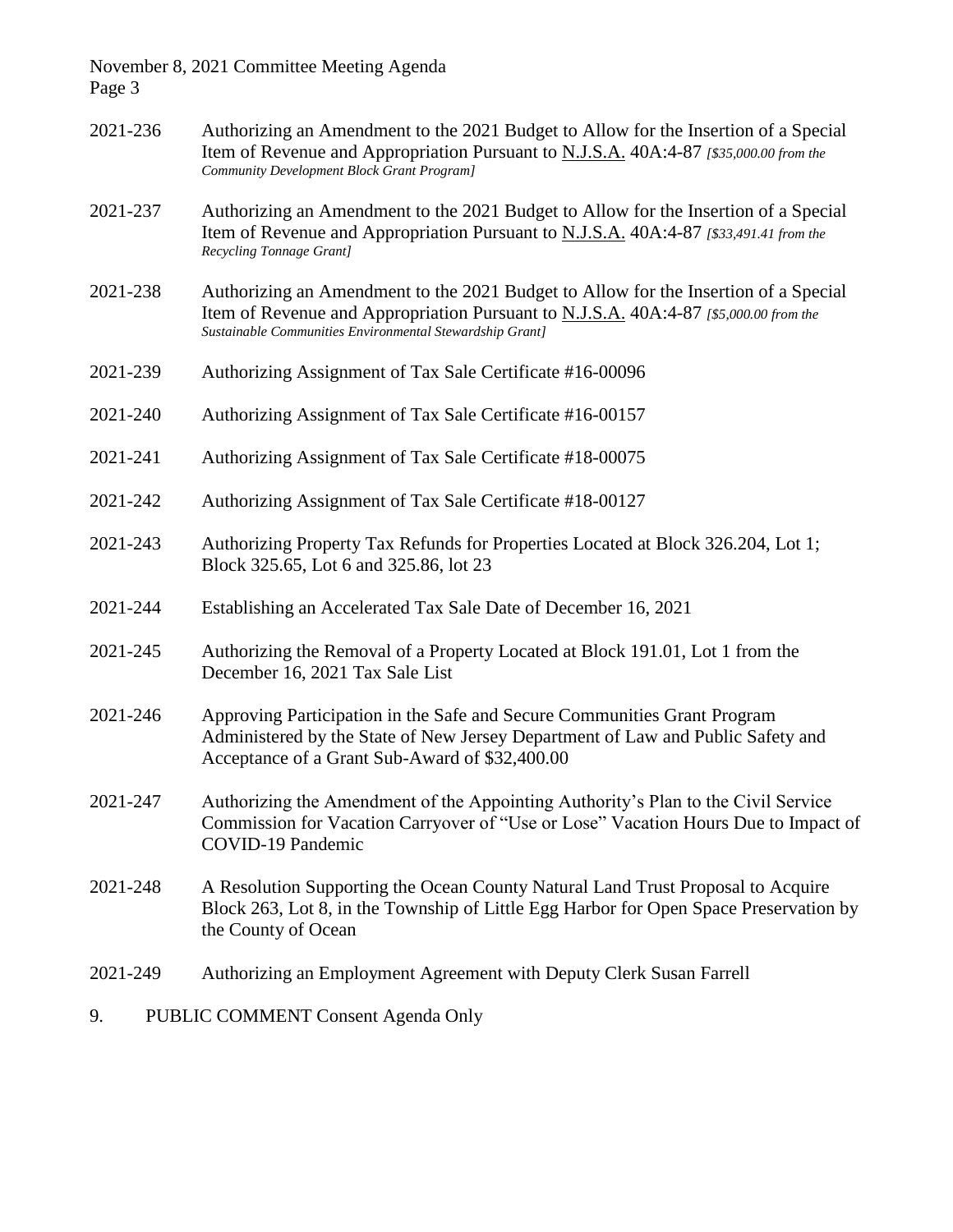2021-236 Authorizing an Amendment to the 2021 Budget to Allow for the Insertion of a Special Item of Revenue and Appropriation Pursuant to N.J.S.A. 40A:4-87 *[$35,000.00 from the Community Development Block Grant Program]*

2021-237 Authorizing an Amendment to the 2021 Budget to Allow for the Insertion of a Special Item of Revenue and Appropriation Pursuant to N.J.S.A. 40A:4-87 *[$33,491.41 from the Recycling Tonnage Grant]*

2021-238 Authorizing an Amendment to the 2021 Budget to Allow for the Insertion of a Special Item of Revenue and Appropriation Pursuant to N.J.S.A. 40A:4-87 *[$5,000.00 from the Sustainable Communities Environmental Stewardship Grant]*

2021-239 Authorizing Assignment of Tax Sale Certificate #16-00096

2021-240 Authorizing Assignment of Tax Sale Certificate #16-00157

2021-241 Authorizing Assignment of Tax Sale Certificate #18-00075

2021-242 Authorizing Assignment of Tax Sale Certificate #18-00127

2021-243 Authorizing Property Tax Refunds for Properties Located at Block 326.204, Lot 1; Block 325.65, Lot 6 and 325.86, lot 23

2021-244 Establishing an Accelerated Tax Sale Date of December 16, 2021

2021-245 Authorizing the Removal of a Property Located at Block 191.01, Lot 1 from the December 16, 2021 Tax Sale List

2021-246 Approving Participation in the Safe and Secure Communities Grant Program Administered by the State of New Jersey Department of Law and Public Safety and Acceptance of a Grant Sub-Award of $32,400.00

2021-247 Authorizing the Amendment of the Appointing Authority's Plan to the Civil Service Commission for Vacation Carryover of "Use or Lose" Vacation Hours Due to Impact of COVID-19 Pandemic

2021-248 A Resolution Supporting the Ocean County Natural Land Trust Proposal to Acquire Block 263, Lot 8, in the Township of Little Egg Harbor for Open Space Preservation by the County of Ocean

2021-249 Authorizing an Employment Agreement with Deputy Clerk Susan Farrell

9. PUBLIC COMMENT Consent Agenda Only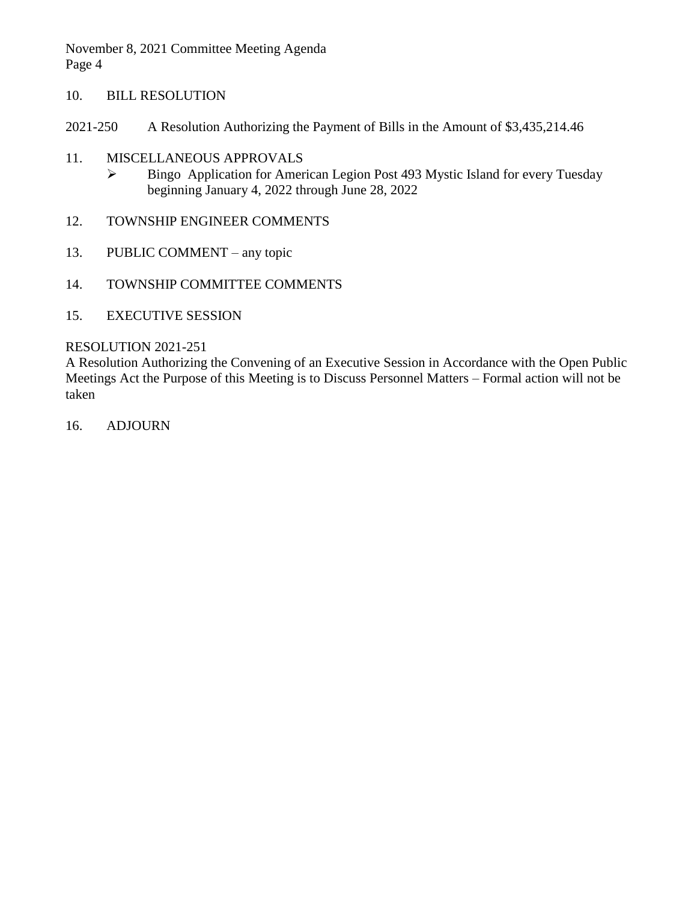10. BILL RESOLUTION

2021-250 A Resolution Authorizing the Payment of Bills in the Amount of $3,435,214.46

11. MISCELLANEOUS APPROVALS
    - Bingo Application for American Legion Post 493 Mystic Island for every Tuesday beginning January 4, 2022 through June 28, 2022

12. TOWNSHIP ENGINEER COMMENTS

13. PUBLIC COMMENT – any topic

14. TOWNSHIP COMMITTEE COMMENTS

15. EXECUTIVE SESSION

RESOLUTION 2021-251
A Resolution Authorizing the Convening of an Executive Session in Accordance with the Open Public Meetings Act the Purpose of this Meeting is to Discuss Personnel Matters – Formal action will not be taken

16. ADJOURN